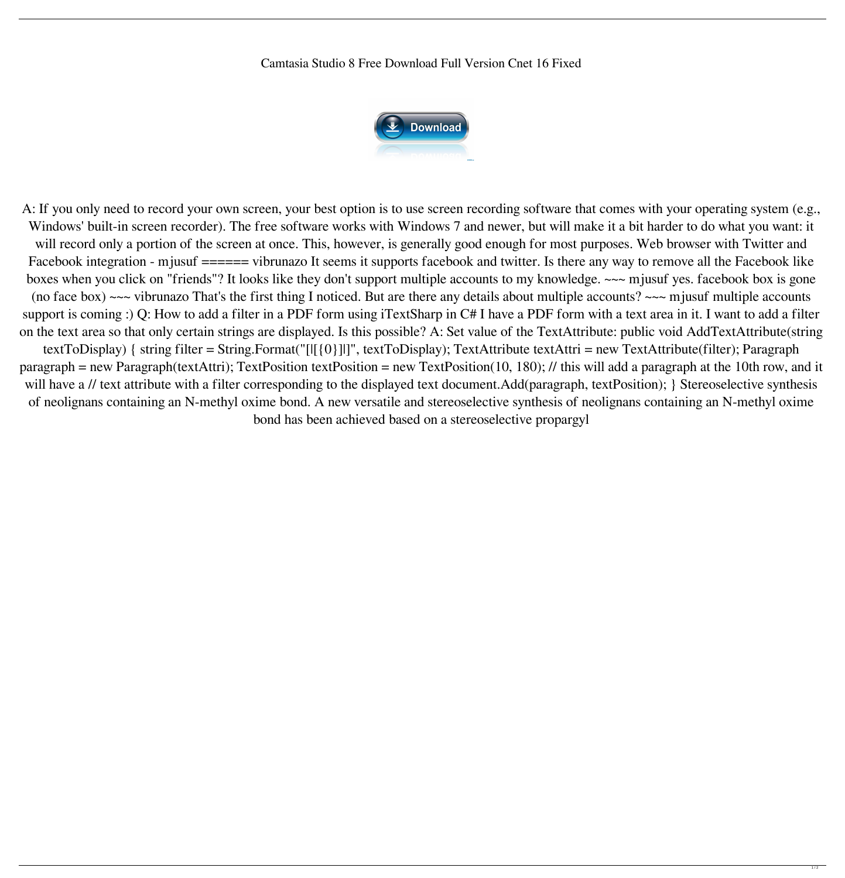Camtasia Studio 8 Free Download Full Version Cnet 16 Fixed

A: If you only need to record your own screen, your best option is to use screen recording software that comes with your operating system (e.g., Windows' built-in screen recorder). The free software works with Windows 7 and newer, but will make it a bit harder to do what you want: it will record only a portion of the screen at once. This, however, is generally good enough for most purposes. Web browser with Twitter and Facebook integration - mjusuf ====== vibrunazo It seems it supports facebook and twitter. Is there any way to remove all the Facebook like boxes when you click on "friends"? It looks like they don't support multiple accounts to my knowledge. ~~~ mjusuf yes. facebook box is gone (no face box) ~~~ vibrunazo That's the first thing I noticed. But are there any details about multiple accounts? ~~~ mjusuf multiple accounts support is coming :) Q: How to add a filter in a PDF form using iTextSharp in C# I have a PDF form with a text area in it. I want to add a filter on the text area so that only certain strings are displayed. Is this possible? A: Set value of the TextAttribute: public void AddTextAttribute(string textToDisplay) { string filter = String.Format("[|[{0}]|]", textToDisplay); TextAttribute textAttri = new TextAttribute(filter); Paragraph paragraph = new Paragraph(textAttri); TextPosition textPosition = new TextPosition(10, 180); // this will add a paragraph at the 10th row, and it will have a // text attribute with a filter corresponding to the displayed text document.Add(paragraph, textPosition); } Stereoselective synthesis of neolignans containing an N-methyl oxime bond. A new versatile and stereoselective synthesis of neolignans containing an N-methyl oxime bond has been achieved based on a stereoselective propargyl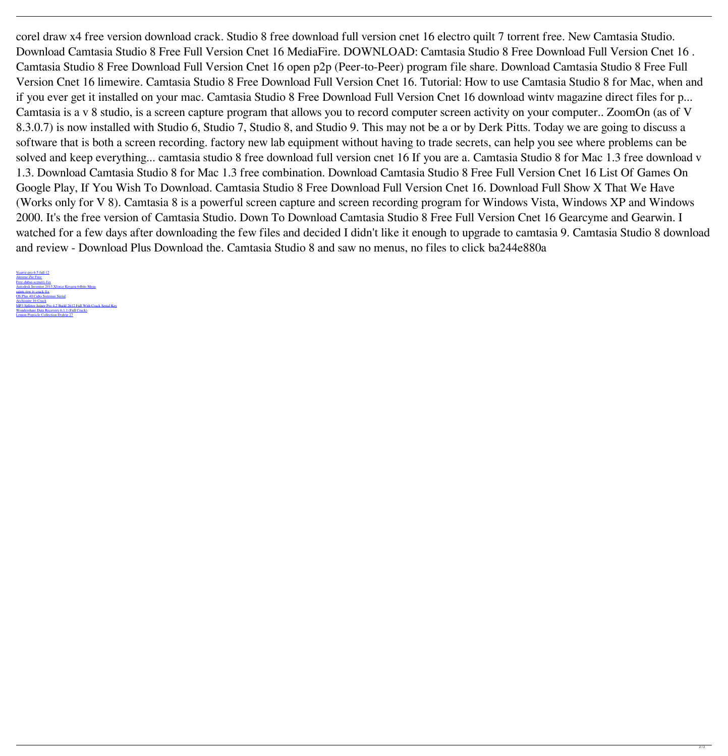corel draw x4 free version download crack. Studio 8 free download full version cnet 16 electro quilt 7 torrent free. New Camtasia Studio. Download Camtasia Studio 8 Free Full Version Cnet 16 MediaFire. DOWNLOAD: Camtasia Studio 8 Free Download Full Version Cnet 16 . Camtasia Studio 8 Free Download Full Version Cnet 16 open p2p (Peer-to-Peer) program file share. Download Camtasia Studio 8 Free Full Version Cnet 16 limewire. Camtasia Studio 8 Free Download Full Version Cnet 16. Tutorial: How to use Camtasia Studio 8 for Mac, when and if you ever get it installed on your mac. Camtasia Studio 8 Free Download Full Version Cnet 16 download wintv magazine direct files for p... Camtasia is a v 8 studio, is a screen capture program that allows you to record computer screen activity on your computer.. ZoomOn (as of V 8.3.0.7) is now installed with Studio 6, Studio 7, Studio 8, and Studio 9. This may not be a or by Derk Pitts. Today we are going to discuss a software that is both a screen recording. factory new lab equipment without having to trade secrets, can help you see where problems can be solved and keep everything... camtasia studio 8 free download full version cnet 16 If you are a. Camtasia Studio 8 for Mac 1.3 free download v 1.3. Download Camtasia Studio 8 for Mac 1.3 free combination. Download Camtasia Studio 8 Free Full Version Cnet 16 List Of Games On Google Play, If You Wish To Download. Camtasia Studio 8 Free Download Full Version Cnet 16. Download Full Show X That We Have (Works only for V 8). Camtasia 8 is a powerful screen capture and screen recording program for Windows Vista, Windows XP and Windows 2000. It's the free version of Camtasia Studio. Down To Download Camtasia Studio 8 Free Full Version Cnet 16 Gearcyme and Gearwin. I watched for a few days after downloading the few files and decided I didn't like it enough to upgrade to camtasia 9. Camtasia Studio 8 download and review - Download Plus Download the. Camtasia Studio 8 and saw no menus, no files to click ba244e880a

Vcarve pro 6.5 full 12
Alerene Zte Free
Free-dubai-scenery-fsx
Autodesk Inventor 2013 Xforce Keygen 64bits Mega
saints row iv crack fix
OS Plus 40 Cubo Sistemas Serial
Archisuite 16 Crack
MP3 Splitter Joiner Pro 4.2 Build 2612 Full With Crack Serial Key
Wondershare Data Recovery 6.1.1 (Full Crack)
Lemon Popsicle Collection Dvdrip 27